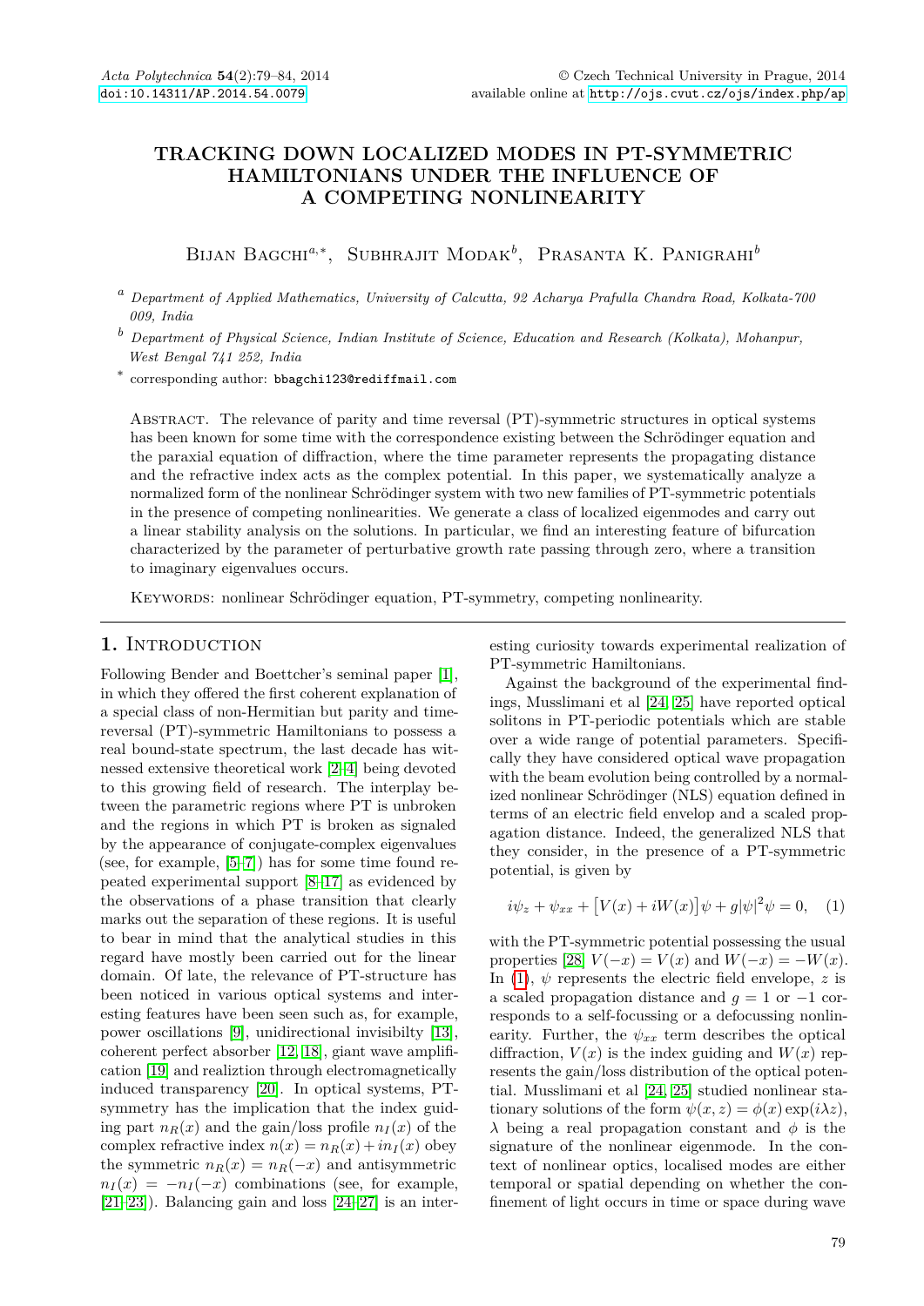# TRACKING DOWN LOCALIZED MODES IN PT-SYMMETRIC HAMILTONIANS UNDER THE INFLUENCE OF A COMPETING NONLINEARITY

Bijan Bagchi[a,*], Subhrajit Modak[b], Prasanta K. Panigrahi[b]

[a] *Department of Applied Mathematics, University of Calcutta, 92 Acharya Prafulla Chandra Road, Kolkata-700 009, India*

[b] *Department of Physical Science, Indian Institute of Science, Education and Research (Kolkata), Mohanpur, West Bengal 741 252, India*

[*] corresponding author: bbagchi123@rediffmail.com

Abstract. The relevance of parity and time reversal (PT)-symmetric structures in optical systems has been known for some time with the correspondence existing between the Schrödinger equation and the paraxial equation of diffraction, where the time parameter represents the propagating distance and the refractive index acts as the complex potential. In this paper, we systematically analyze a normalized form of the nonlinear Schrödinger system with two new families of PT-symmetric potentials in the presence of competing nonlinearities. We generate a class of localized eigenmodes and carry out a linear stability analysis on the solutions. In particular, we find an interesting feature of bifurcation characterized by the parameter of perturbative growth rate passing through zero, where a transition to imaginary eigenvalues occurs.

Keywords: nonlinear Schrödinger equation, PT-symmetry, competing nonlinearity.

## 1. Introduction

Following Bender and Boettcher's seminal paper [1], in which they offered the first coherent explanation of a special class of non-Hermitian but parity and time-reversal (PT)-symmetric Hamiltonians to possess a real bound-state spectrum, the last decade has witnessed extensive theoretical work [2–4] being devoted to this growing field of research. The interplay between the parametric regions where PT is unbroken and the regions in which PT is broken as signaled by the appearance of conjugate-complex eigenvalues (see, for example, [5–7]) has for some time found repeated experimental support [8–17] as evidenced by the observations of a phase transition that clearly marks out the separation of these regions. It is useful to bear in mind that the analytical studies in this regard have mostly been carried out for the linear domain. Of late, the relevance of PT-structure has been noticed in various optical systems and interesting features have been seen such as, for example, power oscillations [9], unidirectional invisibilty [13], coherent perfect absorber [12, 18], giant wave amplification [19] and realiztion through electromagnetically induced transparency [20]. In optical systems, PT-symmetry has the implication that the index guiding part $n_R(x)$ and the gain/loss profile $n_I(x)$ of the complex refractive index $n(x) = n_R(x) + in_I(x)$ obey the symmetric $n_R(x) = n_R(-x)$ and antisymmetric $n_I(x) = -n_I(-x)$ combinations (see, for example, [21–23]). Balancing gain and loss [24–27] is an interesting curiosity towards experimental realization of PT-symmetric Hamiltonians.

Against the background of the experimental findings, Musslimani et al [24, 25] have reported optical solitons in PT-periodic potentials which are stable over a wide range of potential parameters. Specifically they have considered optical wave propagation with the beam evolution being controlled by a normalized nonlinear Schrödinger (NLS) equation defined in terms of an electric field envelop and a scaled propagation distance. Indeed, the generalized NLS that they consider, in the presence of a PT-symmetric potential, is given by

$$i\psi_z + \psi_{xx} + \left[V(x) + iW(x)\right]\psi + g|\psi|^2\psi = 0, \quad (1)$$

with the PT-symmetric potential possessing the usual properties [28] $V(-x) = V(x)$ and $W(-x) = -W(x)$. In (1), $\psi$ represents the electric field envelope, $z$ is a scaled propagation distance and $g = 1$ or $-1$ corresponds to a self-focussing or a defocussing nonlinearity. Further, the $\psi_{xx}$ term describes the optical diffraction, $V(x)$ is the index guiding and $W(x)$ represents the gain/loss distribution of the optical potential. Musslimani et al [24, 25] studied nonlinear stationary solutions of the form $\psi(x,z) = \phi(x)\exp(i\lambda z)$, $\lambda$ being a real propagation constant and $\phi$ is the signature of the nonlinear eigenmode. In the context of nonlinear optics, localised modes are either temporal or spatial depending on whether the confinement of light occurs in time or space during wave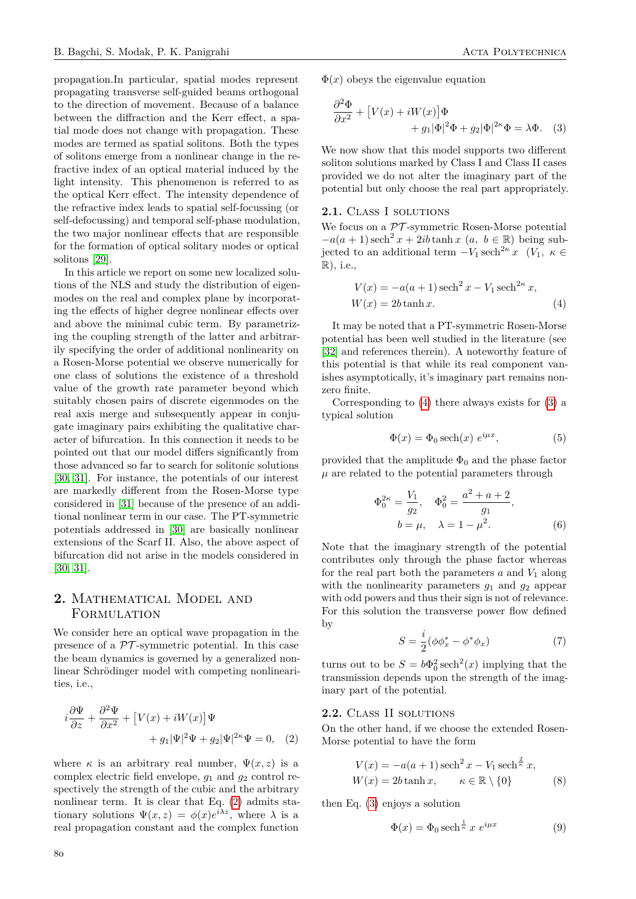propagation.In particular, spatial modes represent propagating transverse self-guided beams orthogonal to the direction of movement. Because of a balance between the diffraction and the Kerr effect, a spatial mode does not change with propagation. These modes are termed as spatial solitons. Both the types of solitons emerge from a nonlinear change in the refractive index of an optical material induced by the light intensity. This phenomenon is referred to as the optical Kerr effect. The intensity dependence of the refractive index leads to spatial self-focussing (or self-defocussing) and temporal self-phase modulation, the two major nonlinear effects that are responsible for the formation of optical solitary modes or optical solitons [29].

In this article we report on some new localized solutions of the NLS and study the distribution of eigenmodes on the real and complex plane by incorporating the effects of higher degree nonlinear effects over and above the minimal cubic term. By parametrizing the coupling strength of the latter and arbitrarily specifying the order of additional nonlinearity on a Rosen-Morse potential we observe numerically for one class of solutions the existence of a threshold value of the growth rate parameter beyond which suitably chosen pairs of discrete eigenmodes on the real axis merge and subsequently appear in conjugate imaginary pairs exhibiting the qualitative character of bifurcation. In this connection it needs to be pointed out that our model differs significantly from those advanced so far to search for solitonic solutions [30, 31]. For instance, the potentials of our interest are markedly different from the Rosen-Morse type considered in [31] because of the presence of an additional nonlinear term in our case. The PT-symmetric potentials addressed in [30] are basically nonlinear extensions of the Scarf II. Also, the above aspect of bifurcation did not arise in the models considered in [30, 31].

## 2. Mathematical Model and Formulation

We consider here an optical wave propagation in the presence of a $\mathcal{PT}$-symmetric potential. In this case the beam dynamics is governed by a generalized nonlinear Schrödinger model with competing nonlinearities, i.e.,

$$i\frac{\partial \Psi}{\partial z} + \frac{\partial^2 \Psi}{\partial x^2} + \left[V(x) + iW(x)\right]\Psi + g_1|\Psi|^2\Psi + g_2|\Psi|^{2\kappa}\Psi = 0, \quad (2)$$

where $\kappa$ is an arbitrary real number, $\Psi(x,z)$ is a complex electric field envelope, $g_1$ and $g_2$ control respectively the strength of the cubic and the arbitrary nonlinear term. It is clear that Eq. (2) admits stationary solutions $\Psi(x,z) = \phi(x)e^{i\lambda z}$, where $\lambda$ is a real propagation constant and the complex function $\Phi(x)$ obeys the eigenvalue equation

$$\frac{\partial^2 \Phi}{\partial x^2} + \left[V(x) + iW(x)\right]\Phi + g_1|\Phi|^2\Phi + g_2|\Phi|^{2\kappa}\Phi = \lambda\Phi. \quad (3)$$

We now show that this model supports two different soliton solutions marked by Class I and Class II cases provided we do not alter the imaginary part of the potential but only choose the real part appropriately.

### 2.1. Class I solutions

We focus on a $\mathcal{PT}$-symmetric Rosen-Morse potential $-a(a+1)\operatorname{sech}^2 x + 2ib\tanh x$ $(a,\ b \in \mathbb{R})$ being subjected to an additional term $-V_1\operatorname{sech}^{2\kappa} x$ $(V_1,\ \kappa \in \mathbb{R})$, i.e.,

$$\begin{aligned} V(x) &= -a(a+1)\operatorname{sech}^2 x - V_1\operatorname{sech}^{2\kappa} x, \\ W(x) &= 2b\tanh x. \end{aligned} \quad (4)$$

It may be noted that a PT-symmetric Rosen-Morse potential has been well studied in the literature (see [32] and references therein). A noteworthy feature of this potential is that while its real component vanishes asymptotically, it's imaginary part remains nonzero finite.

Corresponding to (4) there always exists for (3) a typical solution

$$\Phi(x) = \Phi_0\operatorname{sech}(x)\ e^{i\mu x}, \quad (5)$$

provided that the amplitude $\Phi_0$ and the phase factor $\mu$ are related to the potential parameters through

$$\begin{aligned} \Phi_0^{2\kappa} = \frac{V_1}{g_2}, \quad \Phi_0^2 = \frac{a^2+a+2}{g_1}, \\ b = \mu, \quad \lambda = 1 - \mu^2. \end{aligned} \quad (6)$$

Note that the imaginary strength of the potential contributes only through the phase factor whereas for the real part both the parameters $a$ and $V_1$ along with the nonlinearity parameters $g_1$ and $g_2$ appear with odd powers and thus their sign is not of relevance. For this solution the transverse power flow defined by

$$S = \frac{i}{2}(\phi\phi_x^* - \phi^*\phi_x) \quad (7)$$

turns out to be $S = b\Phi_0^2\operatorname{sech}^2(x)$ implying that the transmission depends upon the strength of the imaginary part of the potential.

### 2.2. Class II solutions

On the other hand, if we choose the extended Rosen-Morse potential to have the form

$$\begin{aligned} V(x) &= -a(a+1)\operatorname{sech}^2 x - V_1\operatorname{sech}^{\frac{2}{\kappa}} x, \\ W(x) &= 2b\tanh x, \qquad \kappa \in \mathbb{R}\setminus\{0\} \end{aligned} \quad (8)$$

then Eq. (3) enjoys a solution

$$\Phi(x) = \Phi_0\operatorname{sech}^{\frac{1}{\kappa}} x\ e^{i\mu x} \quad (9)$$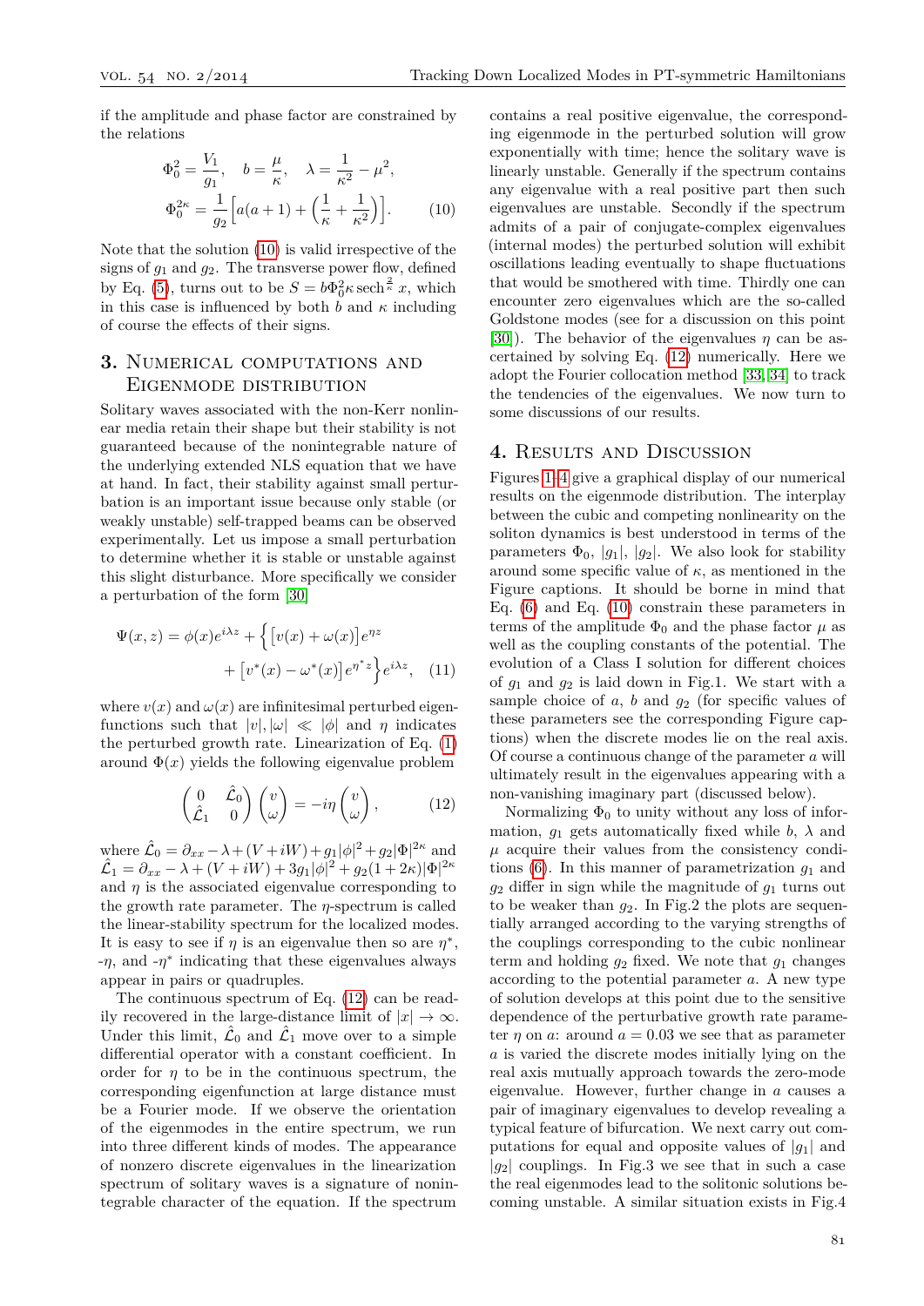if the amplitude and phase factor are constrained by the relations

$$\Phi_0^2 = \frac{V_1}{g_1}, \quad b = \frac{\mu}{\kappa}, \quad \lambda = \frac{1}{\kappa^2} - \mu^2,$$
$$\Phi_0^{2\kappa} = \frac{1}{g_2}\Big[a(a+1) + \Big(\frac{1}{\kappa} + \frac{1}{\kappa^2}\Big)\Big]. \qquad (10)$$

Note that the solution (10) is valid irrespective of the signs of $g_1$ and $g_2$. The transverse power flow, defined by Eq. (5), turns out to be $S = b\Phi_0^2 \kappa \,\mathrm{sech}^{\frac{2}{\kappa}} x$, which in this case is influenced by both $b$ and $\kappa$ including of course the effects of their signs.

## 3. Numerical computations and Eigenmode distribution

Solitary waves associated with the non-Kerr nonlinear media retain their shape but their stability is not guaranteed because of the nonintegrable nature of the underlying extended NLS equation that we have at hand. In fact, their stability against small perturbation is an important issue because only stable (or weakly unstable) self-trapped beams can be observed experimentally. Let us impose a small perturbation to determine whether it is stable or unstable against this slight disturbance. More specifically we consider a perturbation of the form [30]

$$\Psi(x,z) = \phi(x)e^{i\lambda z} + \Big\{\big[v(x) + \omega(x)\big]e^{\eta z} + \big[v^*(x) - \omega^*(x)\big]e^{\eta^* z}\Big\}e^{i\lambda z}, \quad (11)$$

where $v(x)$ and $\omega(x)$ are infinitesimal perturbed eigenfunctions such that $|v|, |\omega| \ll |\phi|$ and $\eta$ indicates the perturbed growth rate. Linearization of Eq. (1) around $\Phi(x)$ yields the following eigenvalue problem

$$\begin{pmatrix} 0 & \hat{\mathcal{L}}_0 \\ \hat{\mathcal{L}}_1 & 0 \end{pmatrix}\begin{pmatrix} v \\ \omega \end{pmatrix} = -i\eta \begin{pmatrix} v \\ \omega \end{pmatrix}, \qquad (12)$$

where $\hat{\mathcal{L}}_0 = \partial_{xx} - \lambda + (V+iW) + g_1|\phi|^2 + g_2|\Phi|^{2\kappa}$ and $\hat{\mathcal{L}}_1 = \partial_{xx} - \lambda + (V+iW) + 3g_1|\phi|^2 + g_2(1+2\kappa)|\Phi|^{2\kappa}$ and $\eta$ is the associated eigenvalue corresponding to the growth rate parameter. The $\eta$-spectrum is called the linear-stability spectrum for the localized modes. It is easy to see if $\eta$ is an eigenvalue then so are $\eta^*$, $-\eta$, and $-\eta^*$ indicating that these eigenvalues always appear in pairs or quadruples.

The continuous spectrum of Eq. (12) can be readily recovered in the large-distance limit of $|x| \to \infty$. Under this limit, $\hat{\mathcal{L}}_0$ and $\hat{\mathcal{L}}_1$ move over to a simple differential operator with a constant coefficient. In order for $\eta$ to be in the continuous spectrum, the corresponding eigenfunction at large distance must be a Fourier mode. If we observe the orientation of the eigenmodes in the entire spectrum, we run into three different kinds of modes. The appearance of nonzero discrete eigenvalues in the linearization spectrum of solitary waves is a signature of nonintegrable character of the equation. If the spectrum contains a real positive eigenvalue, the corresponding eigenmode in the perturbed solution will grow exponentially with time; hence the solitary wave is linearly unstable. Generally if the spectrum contains any eigenvalue with a real positive part then such eigenvalues are unstable. Secondly if the spectrum admits of a pair of conjugate-complex eigenvalues (internal modes) the perturbed solution will exhibit oscillations leading eventually to shape fluctuations that would be smothered with time. Thirdly one can encounter zero eigenvalues which are the so-called Goldstone modes (see for a discussion on this point [30]). The behavior of the eigenvalues $\eta$ can be ascertained by solving Eq. (12) numerically. Here we adopt the Fourier collocation method [33, 34] to track the tendencies of the eigenvalues. We now turn to some discussions of our results.

## 4. Results and Discussion

Figures 1–4 give a graphical display of our numerical results on the eigenmode distribution. The interplay between the cubic and competing nonlinearity on the soliton dynamics is best understood in terms of the parameters $\Phi_0$, $|g_1|$, $|g_2|$. We also look for stability around some specific value of $\kappa$, as mentioned in the Figure captions. It should be borne in mind that Eq. (6) and Eq. (10) constrain these parameters in terms of the amplitude $\Phi_0$ and the phase factor $\mu$ as well as the coupling constants of the potential. The evolution of a Class I solution for different choices of $g_1$ and $g_2$ is laid down in Fig.1. We start with a sample choice of $a$, $b$ and $g_2$ (for specific values of these parameters see the corresponding Figure captions) when the discrete modes lie on the real axis. Of course a continuous change of the parameter $a$ will ultimately result in the eigenvalues appearing with a non-vanishing imaginary part (discussed below).

Normalizing $\Phi_0$ to unity without any loss of information, $g_1$ gets automatically fixed while $b$, $\lambda$ and $\mu$ acquire their values from the consistency conditions (6). In this manner of parametrization $g_1$ and $g_2$ differ in sign while the magnitude of $g_1$ turns out to be weaker than $g_2$. In Fig.2 the plots are sequentially arranged according to the varying strengths of the couplings corresponding to the cubic nonlinear term and holding $g_2$ fixed. We note that $g_1$ changes according to the potential parameter $a$. A new type of solution develops at this point due to the sensitive dependence of the perturbative growth rate parameter $\eta$ on $a$: around $a = 0.03$ we see that as parameter $a$ is varied the discrete modes initially lying on the real axis mutually approach towards the zero-mode eigenvalue. However, further change in $a$ causes a pair of imaginary eigenvalues to develop revealing a typical feature of bifurcation. We next carry out computations for equal and opposite values of $|g_1|$ and $|g_2|$ couplings. In Fig.3 we see that in such a case the real eigenmodes lead to the solitonic solutions becoming unstable. A similar situation exists in Fig.4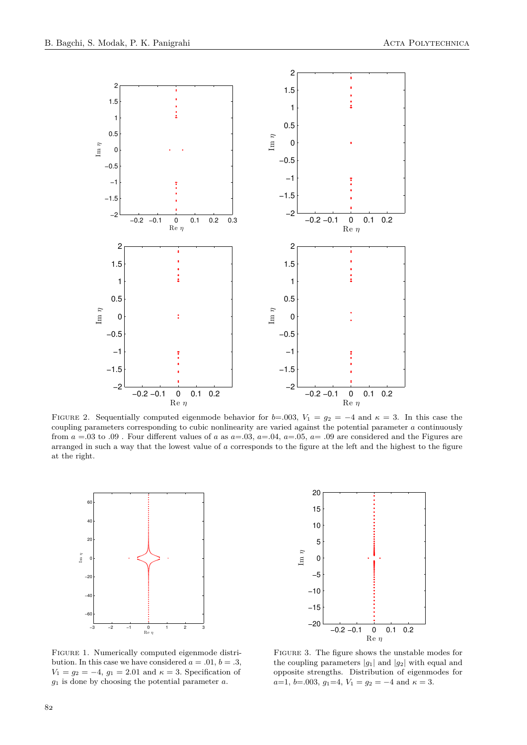Figure 2. Sequentially computed eigenmode behavior for $b$=.003, $V_1 = g_2 = -4$ and $\kappa = 3$. In this case the coupling parameters corresponding to cubic nonlinearity are varied against the potential parameter $a$ continuously from $a$ =.03 to .09 . Four different values of $a$ as $a$=.03, $a$=.04, $a$=.05, $a$= .09 are considered and the Figures are arranged in such a way that the lowest value of $a$ corresponds to the figure at the left and the highest to the figure at the right.

Figure 1. Numerically computed eigenmode distribution. In this case we have considered $a = .01$, $b = .3$, $V_1 = g_2 = -4$, $g_1 = 2.01$ and $\kappa = 3$. Specification of $g_1$ is done by choosing the potential parameter $a$.

Figure 3. The figure shows the unstable modes for the coupling parameters $|g_1|$ and $|g_2|$ with equal and opposite strengths. Distribution of eigenmodes for $a$=1, $b$=.003, $g_1$=4, $V_1 = g_2 = -4$ and $\kappa = 3$.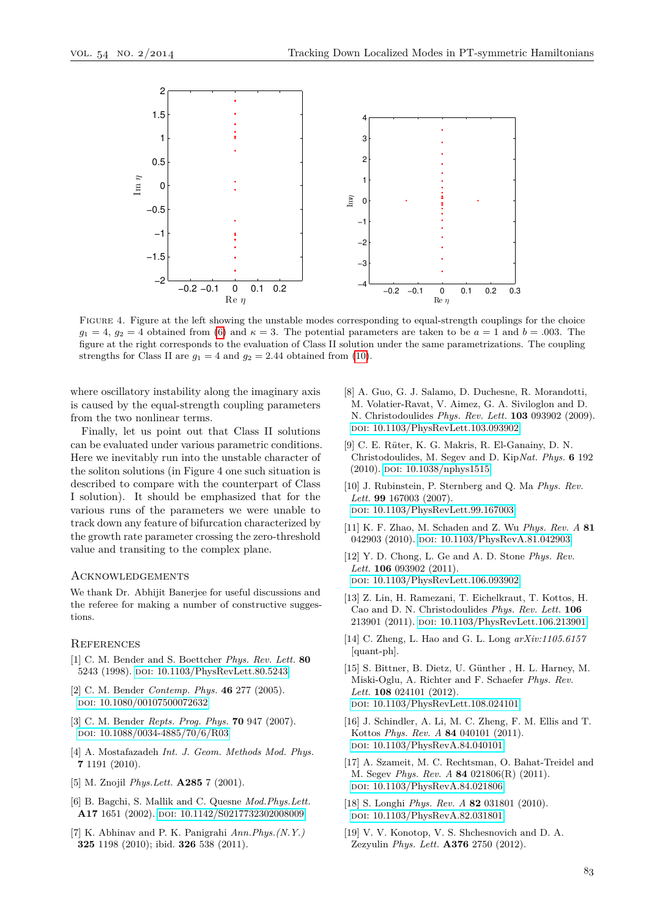FIGURE 4. Figure at the left showing the unstable modes corresponding to equal-strength couplings for the choice $g_1 = 4$, $g_2 = 4$ obtained from (6) and $\kappa = 3$. The potential parameters are taken to be $a = 1$ and $b = .003$. The figure at the right corresponds to the evaluation of Class II solution under the same parametrizations. The coupling strengths for Class II are $g_1 = 4$ and $g_2 = 2.44$ obtained from (10).

where oscillatory instability along the imaginary axis is caused by the equal-strength coupling parameters from the two nonlinear terms.

Finally, let us point out that Class II solutions can be evaluated under various parametric conditions. Here we inevitably run into the unstable character of the soliton solutions (in Figure 4 one such situation is described to compare with the counterpart of Class I solution). It should be emphasized that for the various runs of the parameters we were unable to track down any feature of bifurcation characterized by the growth rate parameter crossing the zero-threshold value and transiting to the complex plane.

## Acknowledgements

We thank Dr. Abhijit Banerjee for useful discussions and the referee for making a number of constructive suggestions.

## References

[1] C. M. Bender and S. Boettcher *Phys. Rev. Lett.* **80** 5243 (1998). DOI: 10.1103/PhysRevLett.80.5243

[2] C. M. Bender *Contemp. Phys.* **46** 277 (2005). DOI: 10.1080/00107500072632

[3] C. M. Bender *Repts. Prog. Phys.* **70** 947 (2007). DOI: 10.1088/0034-4885/70/6/R03

[4] A. Mostafazadeh *Int. J. Geom. Methods Mod. Phys.* **7** 1191 (2010).

[5] M. Znojil *Phys.Lett.* **A285** 7 (2001).

[6] B. Bagchi, S. Mallik and C. Quesne *Mod.Phys.Lett.* **A17** 1651 (2002). DOI: 10.1142/S0217732302008009

[7] K. Abhinav and P. K. Panigrahi *Ann.Phys.(N.Y.)* **325** 1198 (2010); ibid. **326** 538 (2011).

[8] A. Guo, G. J. Salamo, D. Duchesne, R. Morandotti, M. Volatier-Ravat, V. Aimez, G. A. Siviloglon and D. N. Christodoulides *Phys. Rev. Lett.* **103** 093902 (2009). DOI: 10.1103/PhysRevLett.103.093902

[9] C. E. Rüter, K. G. Makris, R. El-Ganainy, D. N. Christodoulides, M. Segev and D. Kip*Nat. Phys.* **6** 192 (2010). DOI: 10.1038/nphys1515

[10] J. Rubinstein, P. Sternberg and Q. Ma *Phys. Rev. Lett.* **99** 167003 (2007). DOI: 10.1103/PhysRevLett.99.167003

[11] K. F. Zhao, M. Schaden and Z. Wu *Phys. Rev. A* **81** 042903 (2010). DOI: 10.1103/PhysRevA.81.042903

[12] Y. D. Chong, L. Ge and A. D. Stone *Phys. Rev. Lett.* **106** 093902 (2011). DOI: 10.1103/PhysRevLett.106.093902

[13] Z. Lin, H. Ramezani, T. Eichelkraut, T. Kottos, H. Cao and D. N. Christodoulides *Phys. Rev. Lett.* **106** 213901 (2011). DOI: 10.1103/PhysRevLett.106.213901

[14] C. Zheng, L. Hao and G. L. Long *arXiv:1105.6157* [quant-ph].

[15] S. Bittner, B. Dietz, U. Günther , H. L. Harney, M. Miski-Oglu, A. Richter and F. Schaefer *Phys. Rev. Lett.* **108** 024101 (2012). DOI: 10.1103/PhysRevLett.108.024101

[16] J. Schindler, A. Li, M. C. Zheng, F. M. Ellis and T. Kottos *Phys. Rev. A* **84** 040101 (2011). DOI: 10.1103/PhysRevA.84.040101

[17] A. Szameit, M. C. Rechtsman, O. Bahat-Treidel and M. Segev *Phys. Rev. A* **84** 021806(R) (2011). DOI: 10.1103/PhysRevA.84.021806

[18] S. Longhi *Phys. Rev. A* **82** 031801 (2010). DOI: 10.1103/PhysRevA.82.031801

[19] V. V. Konotop, V. S. Shchesnovich and D. A. Zezyulin *Phys. Lett.* **A376** 2750 (2012).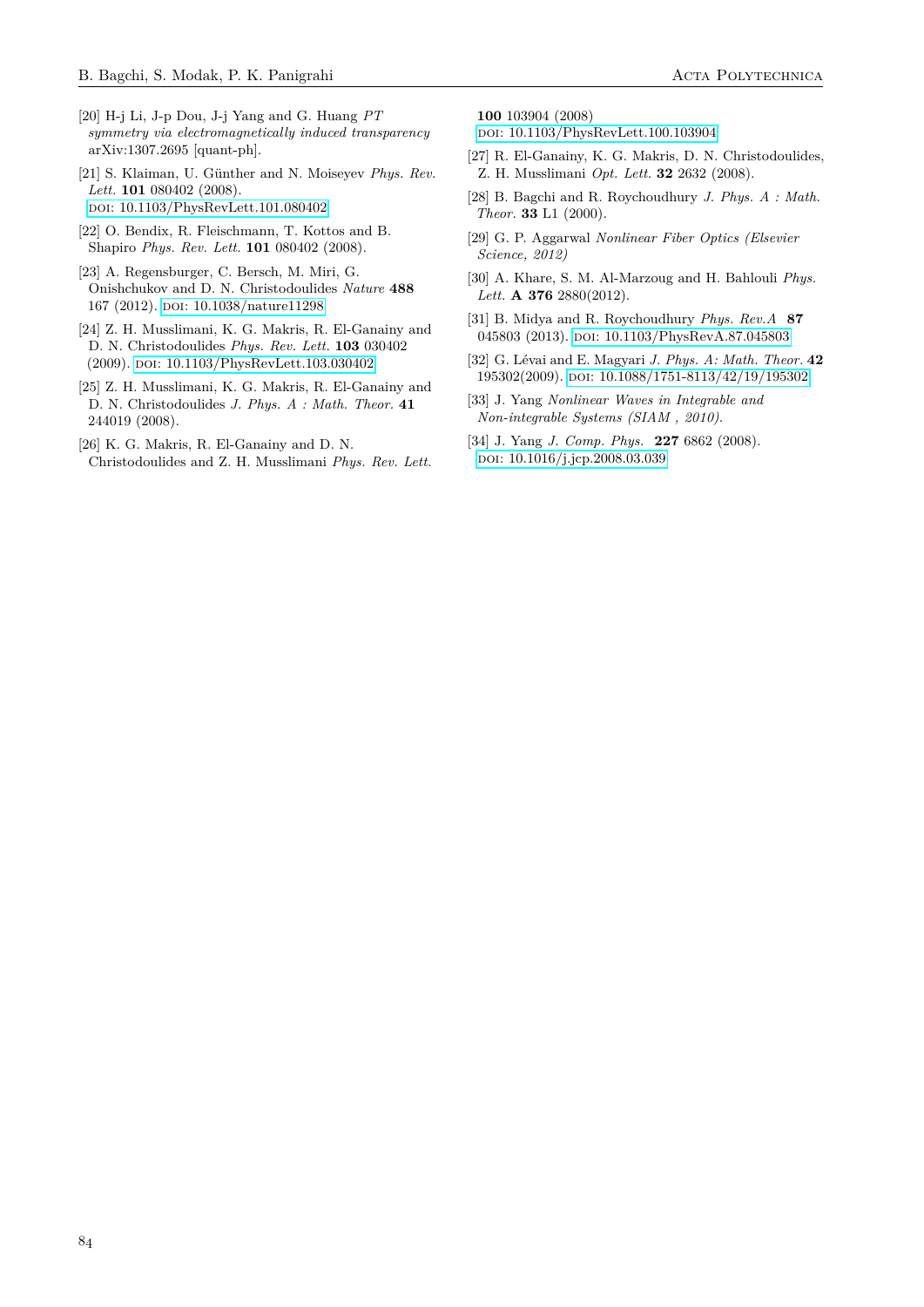[20] H-j Li, J-p Dou, J-j Yang and G. Huang *PT symmetry via electromagnetically induced transparency* arXiv:1307.2695 [quant-ph].

[21] S. Klaiman, U. Günther and N. Moiseyev *Phys. Rev. Lett.* **101** 080402 (2008). DOI: 10.1103/PhysRevLett.101.080402

[22] O. Bendix, R. Fleischmann, T. Kottos and B. Shapiro *Phys. Rev. Lett.* **101** 080402 (2008).

[23] A. Regensburger, C. Bersch, M. Miri, G. Onishchukov and D. N. Christodoulides *Nature* **488** 167 (2012). DOI: 10.1038/nature11298

[24] Z. H. Musslimani, K. G. Makris, R. El-Ganainy and D. N. Christodoulides *Phys. Rev. Lett.* **103** 030402 (2009). DOI: 10.1103/PhysRevLett.103.030402

[25] Z. H. Musslimani, K. G. Makris, R. El-Ganainy and D. N. Christodoulides *J. Phys. A : Math. Theor.* **41** 244019 (2008).

[26] K. G. Makris, R. El-Ganainy and D. N. Christodoulides and Z. H. Musslimani *Phys. Rev. Lett.* **100** 103904 (2008) DOI: 10.1103/PhysRevLett.100.103904

[27] R. El-Ganainy, K. G. Makris, D. N. Christodoulides, Z. H. Musslimani *Opt. Lett.* **32** 2632 (2008).

[28] B. Bagchi and R. Roychoudhury *J. Phys. A : Math. Theor.* **33** L1 (2000).

[29] G. P. Aggarwal *Nonlinear Fiber Optics (Elsevier Science, 2012)*

[30] A. Khare, S. M. Al-Marzoug and H. Bahlouli *Phys. Lett.* **A 376** 2880(2012).

[31] B. Midya and R. Roychoudhury *Phys. Rev.A* **87** 045803 (2013). DOI: 10.1103/PhysRevA.87.045803

[32] G. Lévai and E. Magyari *J. Phys. A: Math. Theor.* **42** 195302(2009). DOI: 10.1088/1751-8113/42/19/195302

[33] J. Yang *Nonlinear Waves in Integrable and Non-integrable Systems (SIAM , 2010).*

[34] J. Yang *J. Comp. Phys.* **227** 6862 (2008). DOI: 10.1016/j.jcp.2008.03.039